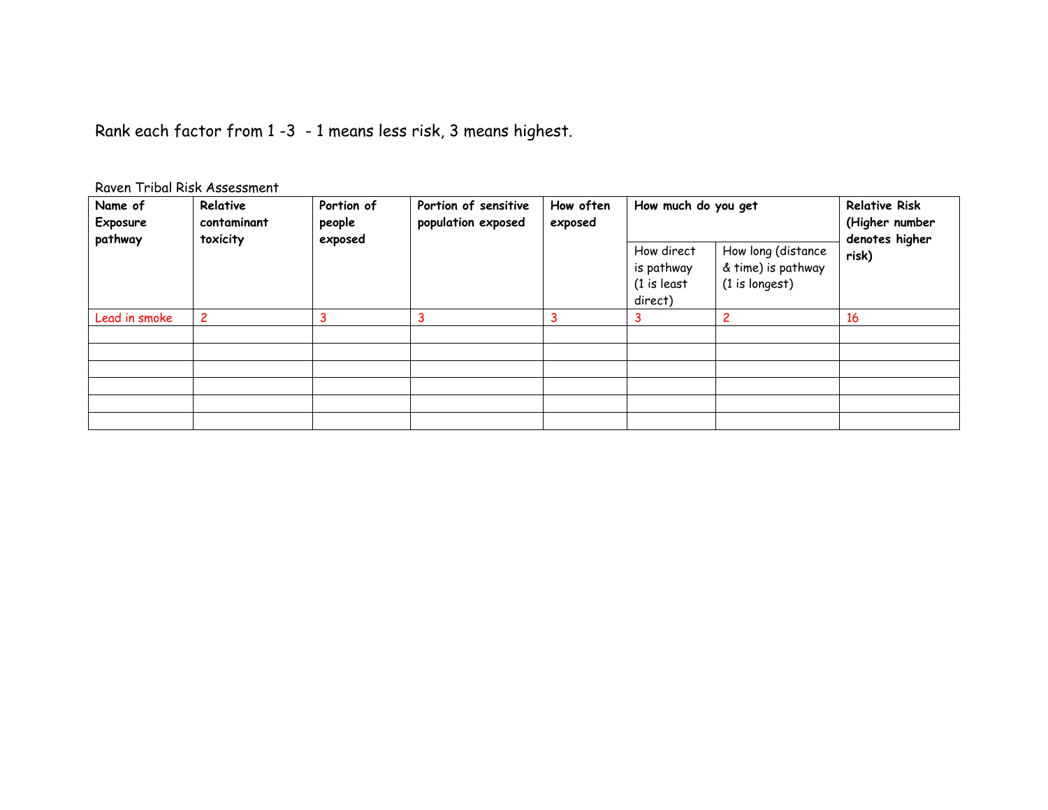Rank each factor from 1 -3 - 1 means less risk, 3 means highest.

Raven Tribal Risk Assessment

| **Name of Exposure pathway** | **Relative contaminant toxicity** | **Portion of people exposed** | **Portion of sensitive population exposed** | **How often exposed** | **How much do you get** | | **Relative Risk (Higher number denotes higher risk)** |
|---|---|---|---|---|---|---|---|
| | | | | | How direct is pathway (1 is least direct) | How long (distance & time) is pathway (1 is longest) | |
| Lead in smoke | 2 | 3 | 3 | 3 | 3 | 2 | 16 |
| | | | | | | | |
| | | | | | | | |
| | | | | | | | |
| | | | | | | | |
| | | | | | | | |
| | | | | | | | |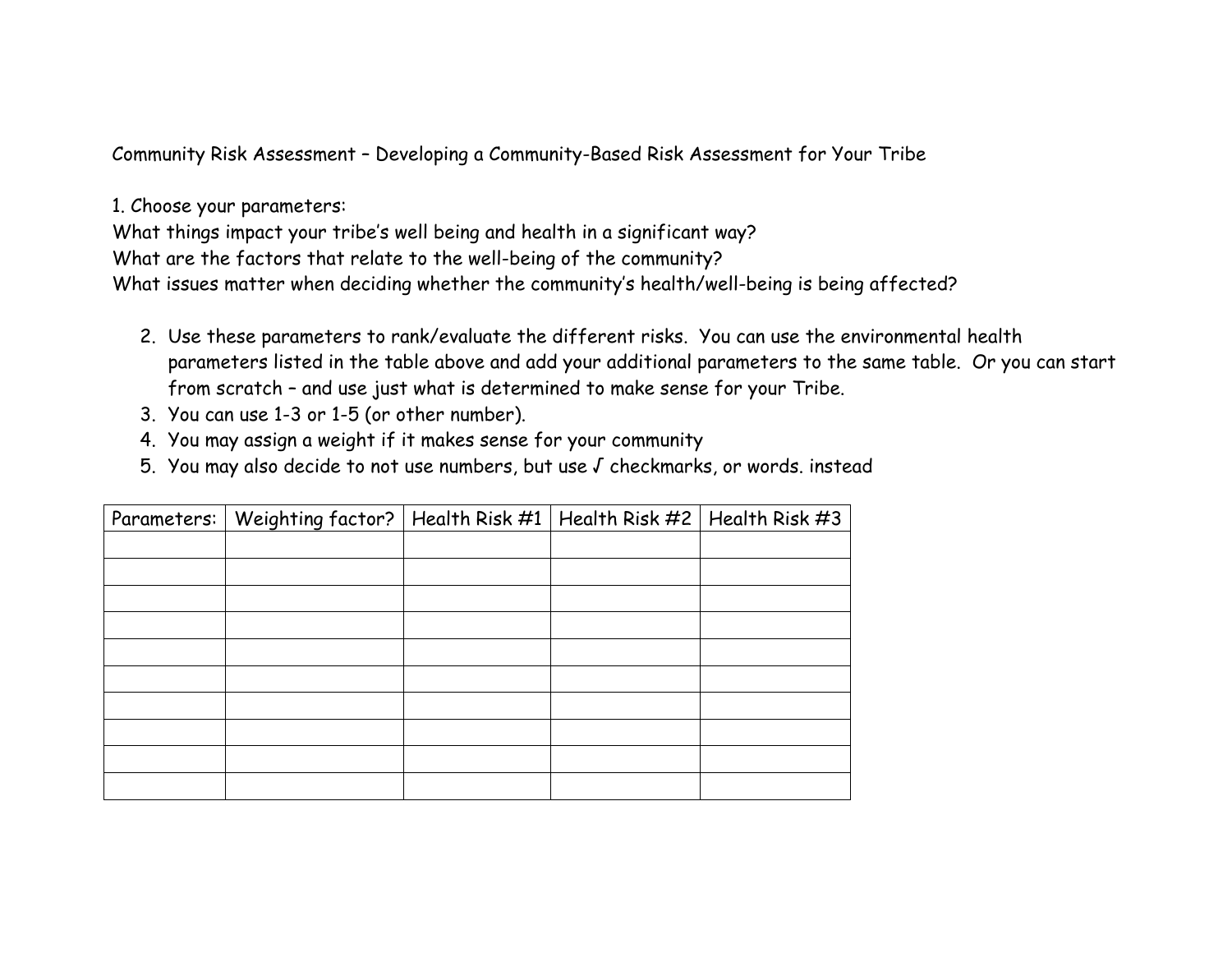Community Risk Assessment – Developing a Community-Based Risk Assessment for Your Tribe

1. Choose your parameters:

What things impact your tribe's well being and health in a significant way?
What are the factors that relate to the well-being of the community?
What issues matter when deciding whether the community's health/well-being is being affected?

2. Use these parameters to rank/evaluate the different risks. You can use the environmental health parameters listed in the table above and add your additional parameters to the same table. Or you can start from scratch – and use just what is determined to make sense for your Tribe.
3. You can use 1-3 or 1-5 (or other number).
4. You may assign a weight if it makes sense for your community
5. You may also decide to not use numbers, but use √ checkmarks, or words. instead

| Parameters: | Weighting factor? | Health Risk #1 | Health Risk #2 | Health Risk #3 |
|---|---|---|---|---|
| | | | | |
| | | | | |
| | | | | |
| | | | | |
| | | | | |
| | | | | |
| | | | | |
| | | | | |
| | | | | |
| | | | | |